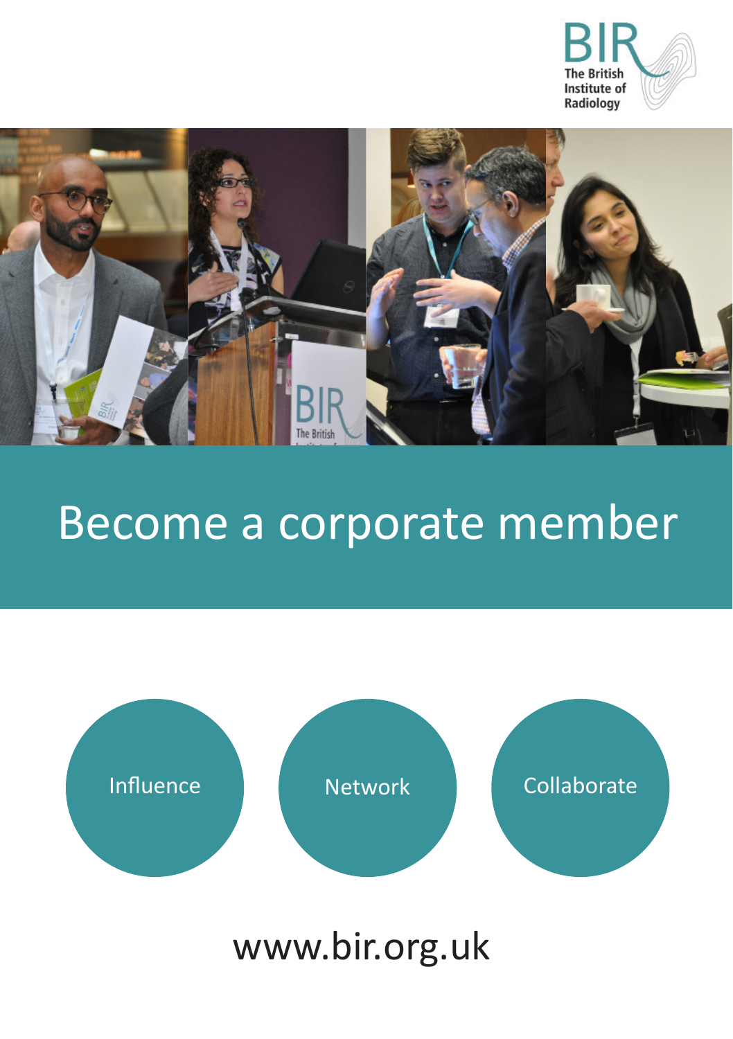BIR
The British Institute of Radiology

# Become a corporate member

Influence

Network

Collaborate

www.bir.org.uk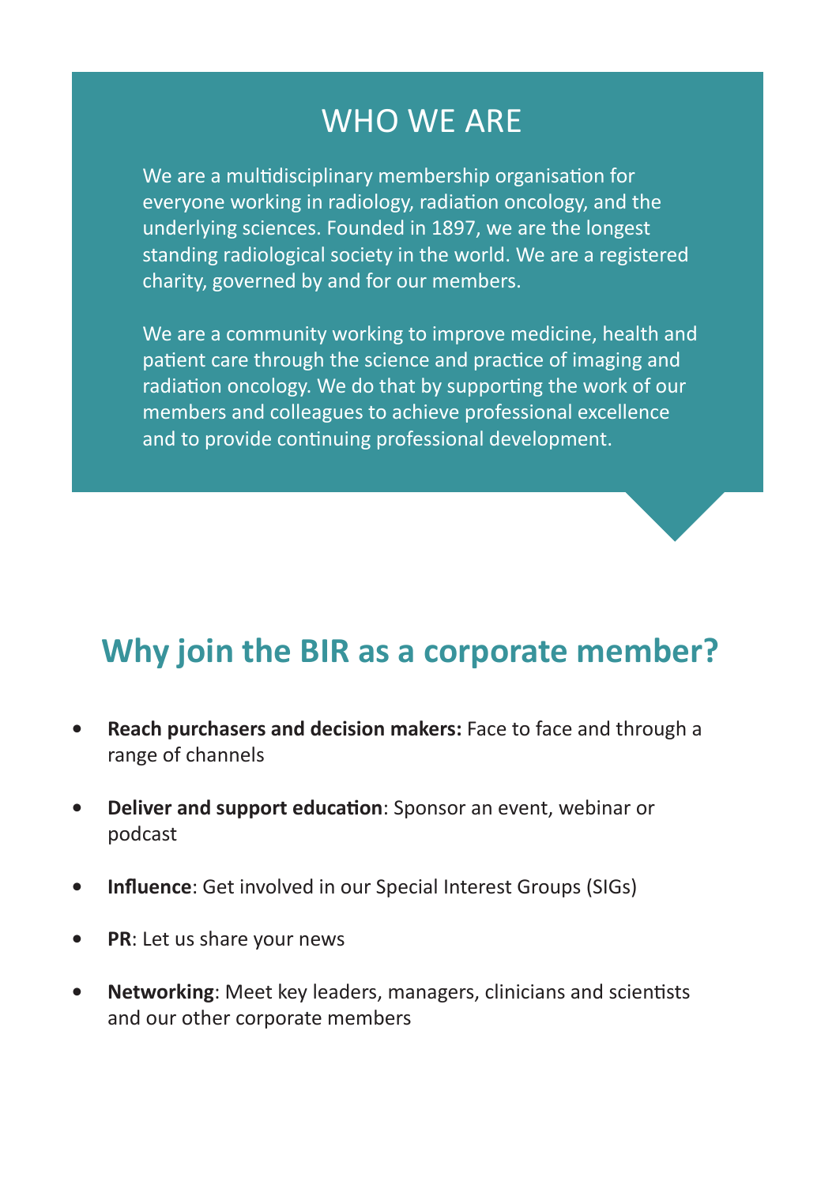## WHO WE ARE

We are a multidisciplinary membership organisation for everyone working in radiology, radiation oncology, and the underlying sciences. Founded in 1897, we are the longest standing radiological society in the world. We are a registered charity, governed by and for our members.

We are a community working to improve medicine, health and patient care through the science and practice of imaging and radiation oncology. We do that by supporting the work of our members and colleagues to achieve professional excellence and to provide continuing professional development.

## Why join the BIR as a corporate member?

- **Reach purchasers and decision makers:** Face to face and through a range of channels
- **Deliver and support education**: Sponsor an event, webinar or podcast
- **Influence**: Get involved in our Special Interest Groups (SIGs)
- **PR**: Let us share your news
- **Networking**: Meet key leaders, managers, clinicians and scientists and our other corporate members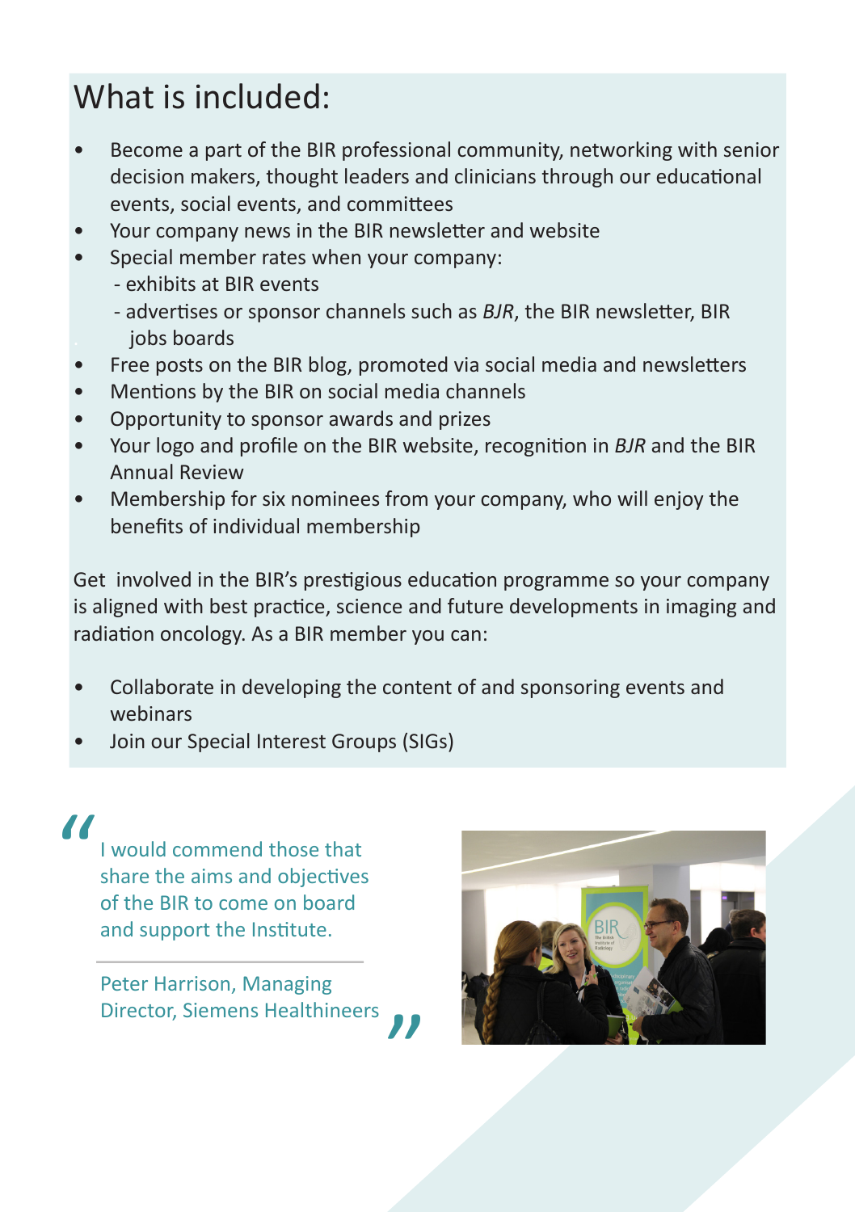# What is included:

- Become a part of the BIR professional community, networking with senior decision makers, thought leaders and clinicians through our educational events, social events, and committees
- Your company news in the BIR newsletter and website
- Special member rates when your company:
  - exhibits at BIR events
  - advertises or sponsor channels such as *BJR*, the BIR newsletter, BIR jobs boards
- Free posts on the BIR blog, promoted via social media and newsletters
- Mentions by the BIR on social media channels
- Opportunity to sponsor awards and prizes
- Your logo and profile on the BIR website, recognition in *BJR* and the BIR Annual Review
- Membership for six nominees from your company, who will enjoy the benefits of individual membership

Get involved in the BIR's prestigious education programme so your company is aligned with best practice, science and future developments in imaging and radiation oncology. As a BIR member you can:

- Collaborate in developing the content of and sponsoring events and webinars
- Join our Special Interest Groups (SIGs)

> "I would commend those that share the aims and objectives of the BIR to come on board and support the Institute."
>
> Peter Harrison, Managing Director, Siemens Healthineers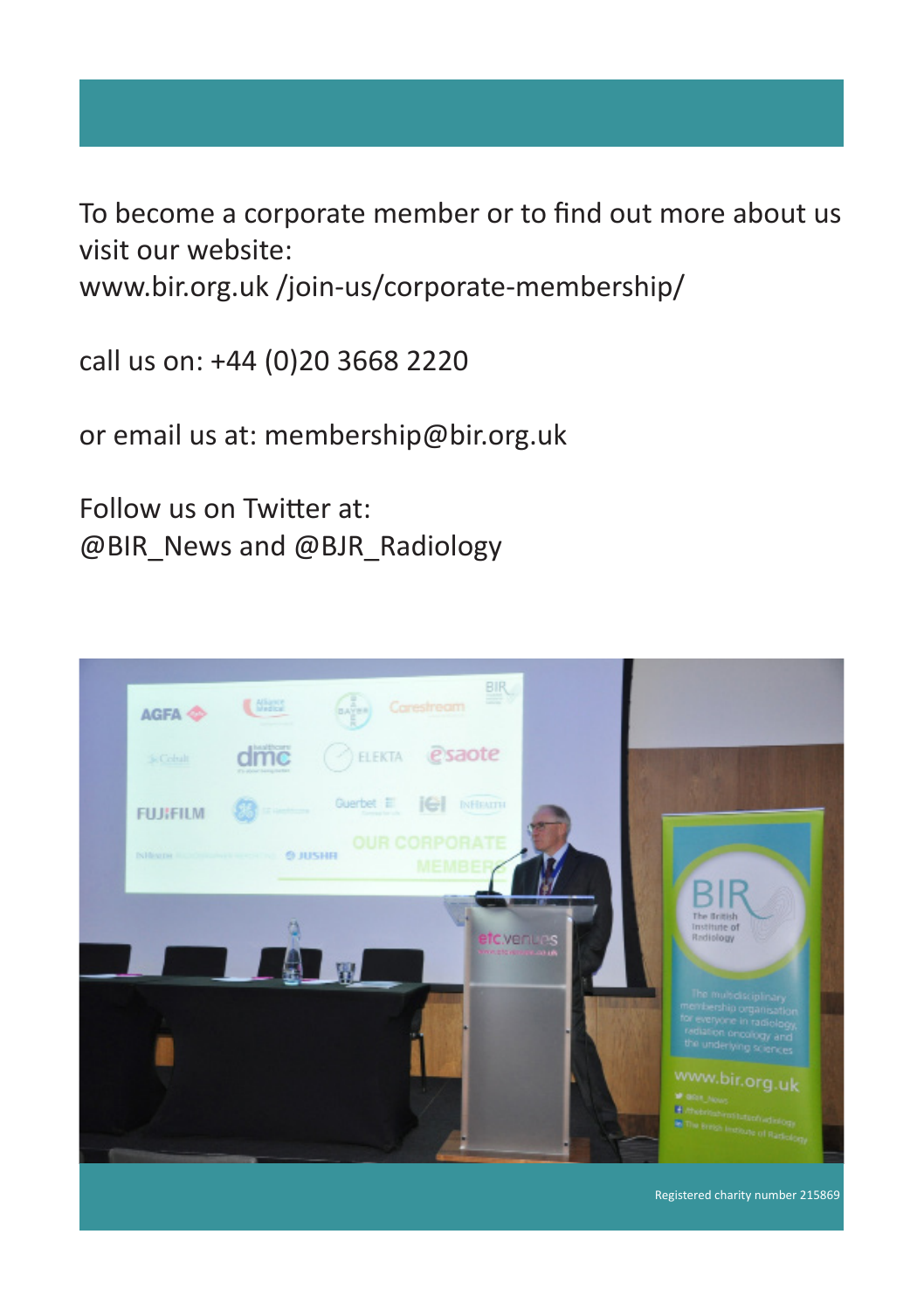To become a corporate member or to find out more about us visit our website:
www.bir.org.uk /join-us/corporate-membership/

call us on: +44 (0)20 3668 2220

or email us at: membership@bir.org.uk

Follow us on Twitter at:
@BIR_News and @BJR_Radiology

Registered charity number 215869